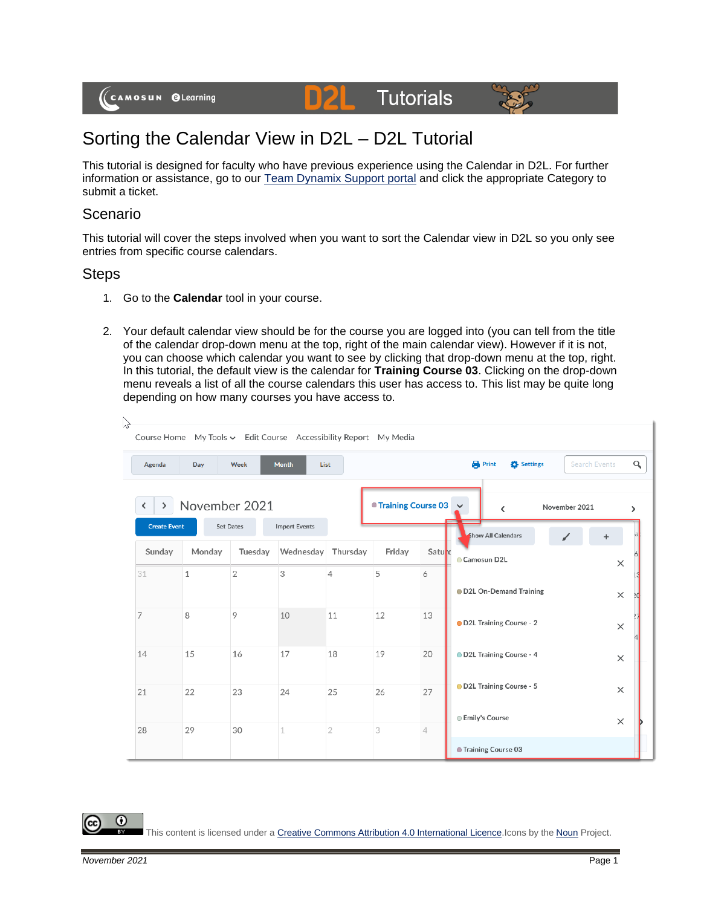# Sorting the Calendar View in D2L – D2L Tutorial

This tutorial is designed for faculty who have previous experience using the Calendar in D2L. For further information or assistance, go to our Team Dynamix Support portal and click the appropriate Category to submit a ticket.

## Scenario

This tutorial will cover the steps involved when you want to sort the Calendar view in D2L so you only see entries from specific course calendars.

## Steps

1. Go to the **Calendar** tool in your course.

2. Your default calendar view should be for the course you are logged into (you can tell from the title of the calendar drop-down menu at the top, right of the main calendar view). However if it is not, you can choose which calendar you want to see by clicking that drop-down menu at the top, right. In this tutorial, the default view is the calendar for **Training Course 03**. Clicking on the drop-down menu reveals a list of all the course calendars this user has access to. This list may be quite long depending on how many courses you have access to.

This content is licensed under a Creative Commons Attribution 4.0 International Licence.Icons by the Noun Project.

*November 2021*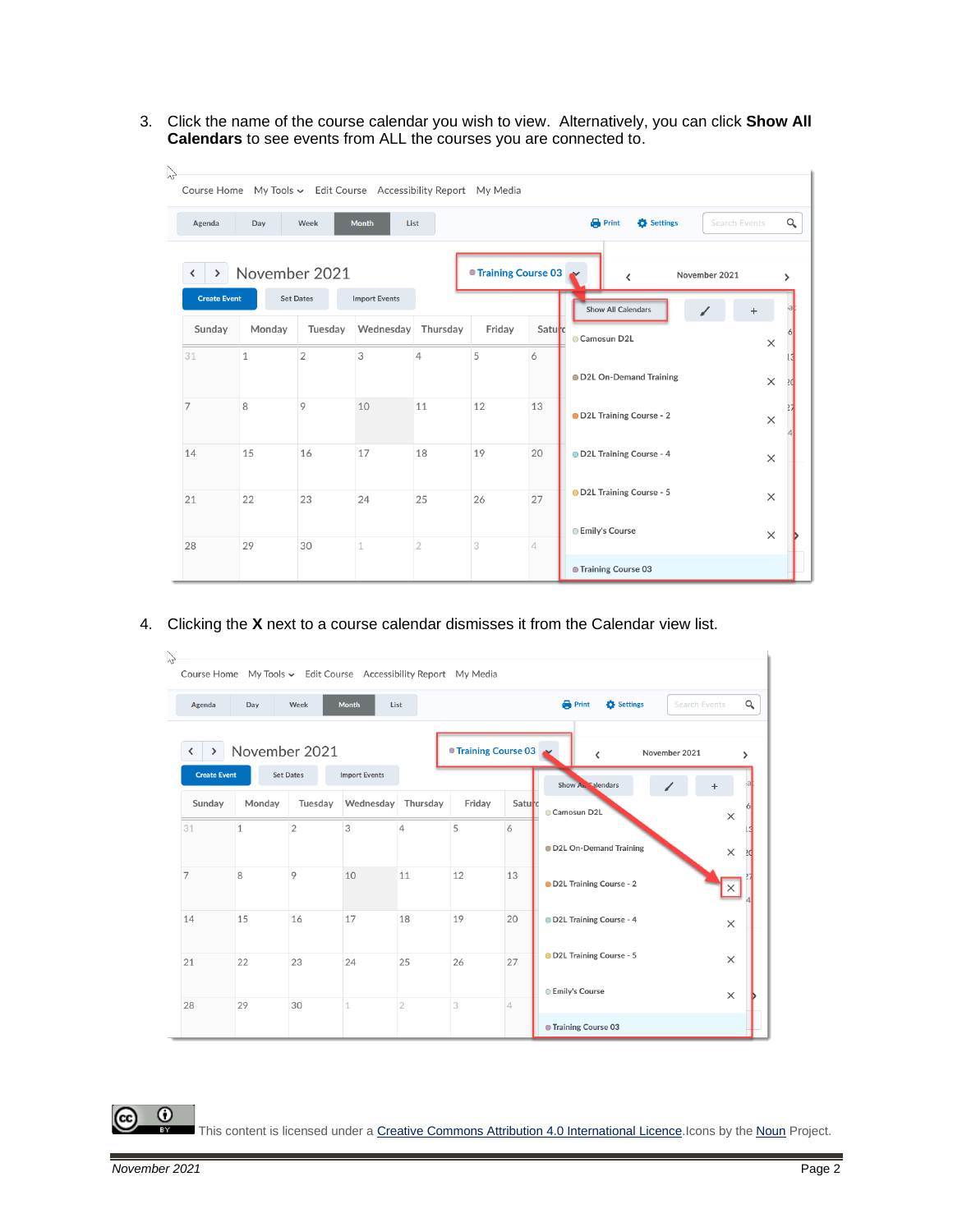3. Click the name of the course calendar you wish to view. Alternatively, you can click **Show All Calendars** to see events from ALL the courses you are connected to.

4. Clicking the **X** next to a course calendar dismisses it from the Calendar view list.

This content is licensed under a Creative Commons Attribution 4.0 International Licence.Icons by the Noun Project.

*November 2021*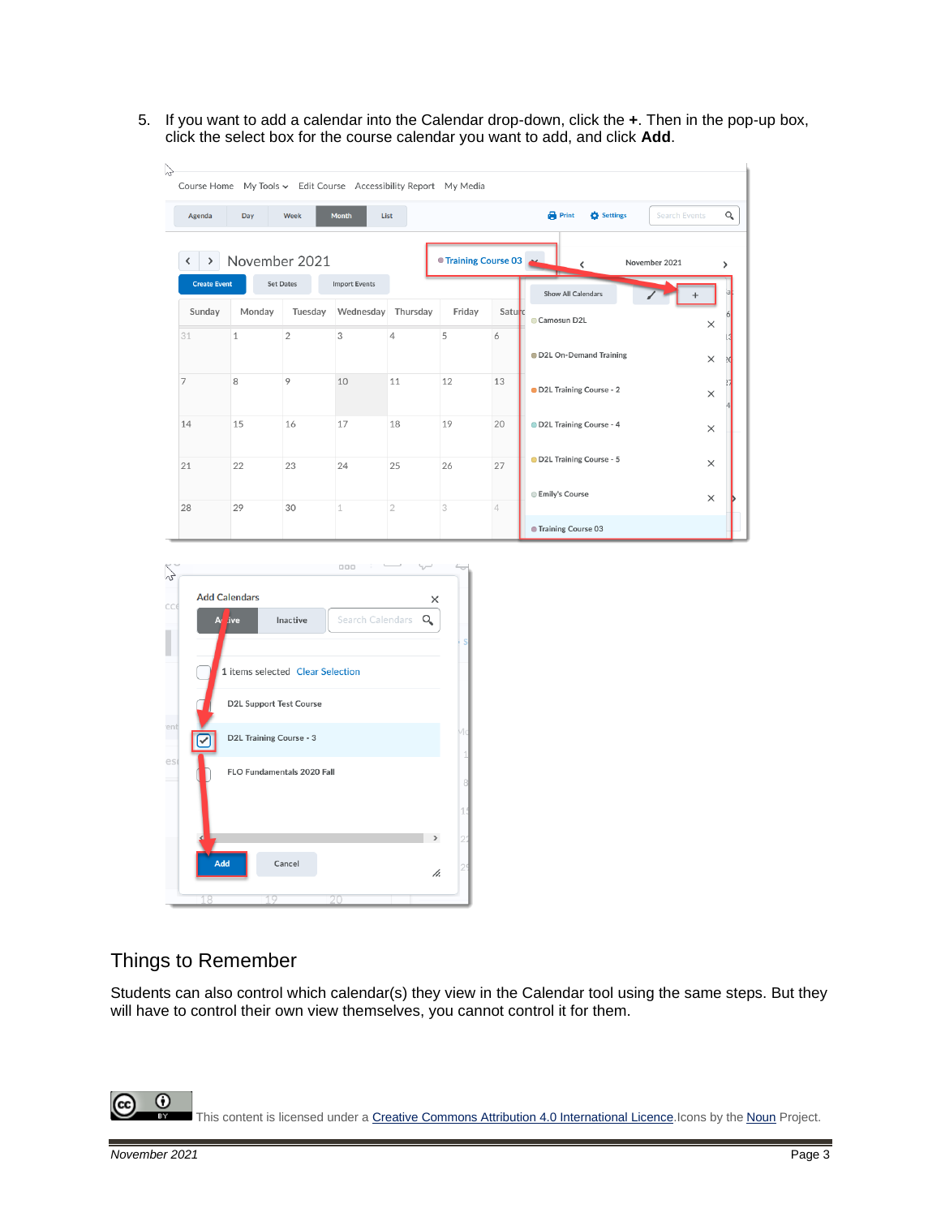5. If you want to add a calendar into the Calendar drop-down, click the **+**. Then in the pop-up box, click the select box for the course calendar you want to add, and click **Add**.

## Things to Remember

Students can also control which calendar(s) they view in the Calendar tool using the same steps. But they will have to control their own view themselves, you cannot control it for them.

This content is licensed under a [Creative Commons Attribution 4.0 International Licence](). Icons by the [Noun]() Project.